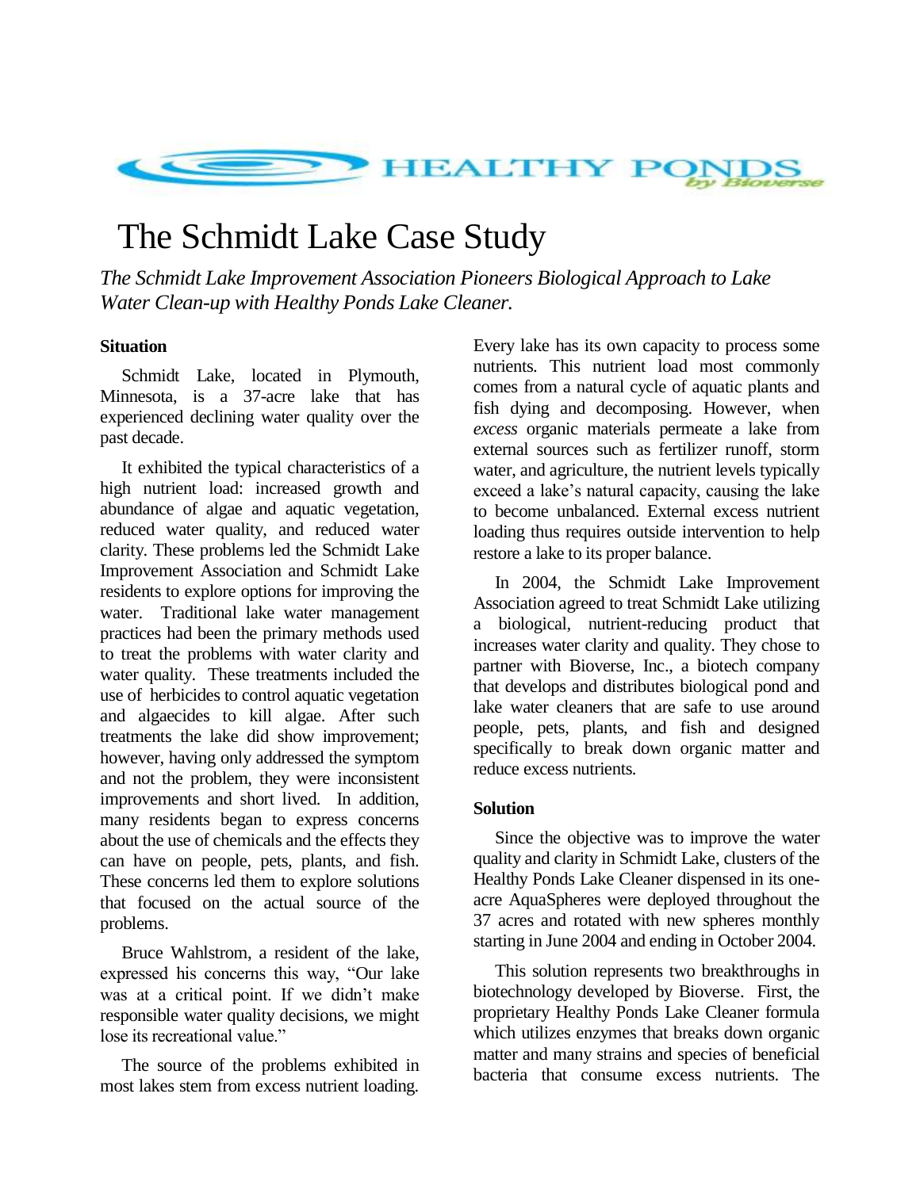HEALTHY PONDS *by Bioverse*

# The Schmidt Lake Case Study

*The Schmidt Lake Improvement Association Pioneers Biological Approach to Lake Water Clean-up with Healthy Ponds Lake Cleaner.*

### Situation

Schmidt Lake, located in Plymouth, Minnesota, is a 37-acre lake that has experienced declining water quality over the past decade.

It exhibited the typical characteristics of a high nutrient load: increased growth and abundance of algae and aquatic vegetation, reduced water quality, and reduced water clarity. These problems led the Schmidt Lake Improvement Association and Schmidt Lake residents to explore options for improving the water. Traditional lake water management practices had been the primary methods used to treat the problems with water clarity and water quality. These treatments included the use of herbicides to control aquatic vegetation and algaecides to kill algae. After such treatments the lake did show improvement; however, having only addressed the symptom and not the problem, they were inconsistent improvements and short lived. In addition, many residents began to express concerns about the use of chemicals and the effects they can have on people, pets, plants, and fish. These concerns led them to explore solutions that focused on the actual source of the problems.

Bruce Wahlstrom, a resident of the lake, expressed his concerns this way, "Our lake was at a critical point. If we didn't make responsible water quality decisions, we might lose its recreational value."

The source of the problems exhibited in most lakes stem from excess nutrient loading. Every lake has its own capacity to process some nutrients. This nutrient load most commonly comes from a natural cycle of aquatic plants and fish dying and decomposing. However, when *excess* organic materials permeate a lake from external sources such as fertilizer runoff, storm water, and agriculture, the nutrient levels typically exceed a lake's natural capacity, causing the lake to become unbalanced. External excess nutrient loading thus requires outside intervention to help restore a lake to its proper balance.

In 2004, the Schmidt Lake Improvement Association agreed to treat Schmidt Lake utilizing a biological, nutrient-reducing product that increases water clarity and quality. They chose to partner with Bioverse, Inc., a biotech company that develops and distributes biological pond and lake water cleaners that are safe to use around people, pets, plants, and fish and designed specifically to break down organic matter and reduce excess nutrients.

### Solution

Since the objective was to improve the water quality and clarity in Schmidt Lake, clusters of the Healthy Ponds Lake Cleaner dispensed in its one-acre AquaSpheres were deployed throughout the 37 acres and rotated with new spheres monthly starting in June 2004 and ending in October 2004.

This solution represents two breakthroughs in biotechnology developed by Bioverse. First, the proprietary Healthy Ponds Lake Cleaner formula which utilizes enzymes that breaks down organic matter and many strains and species of beneficial bacteria that consume excess nutrients. The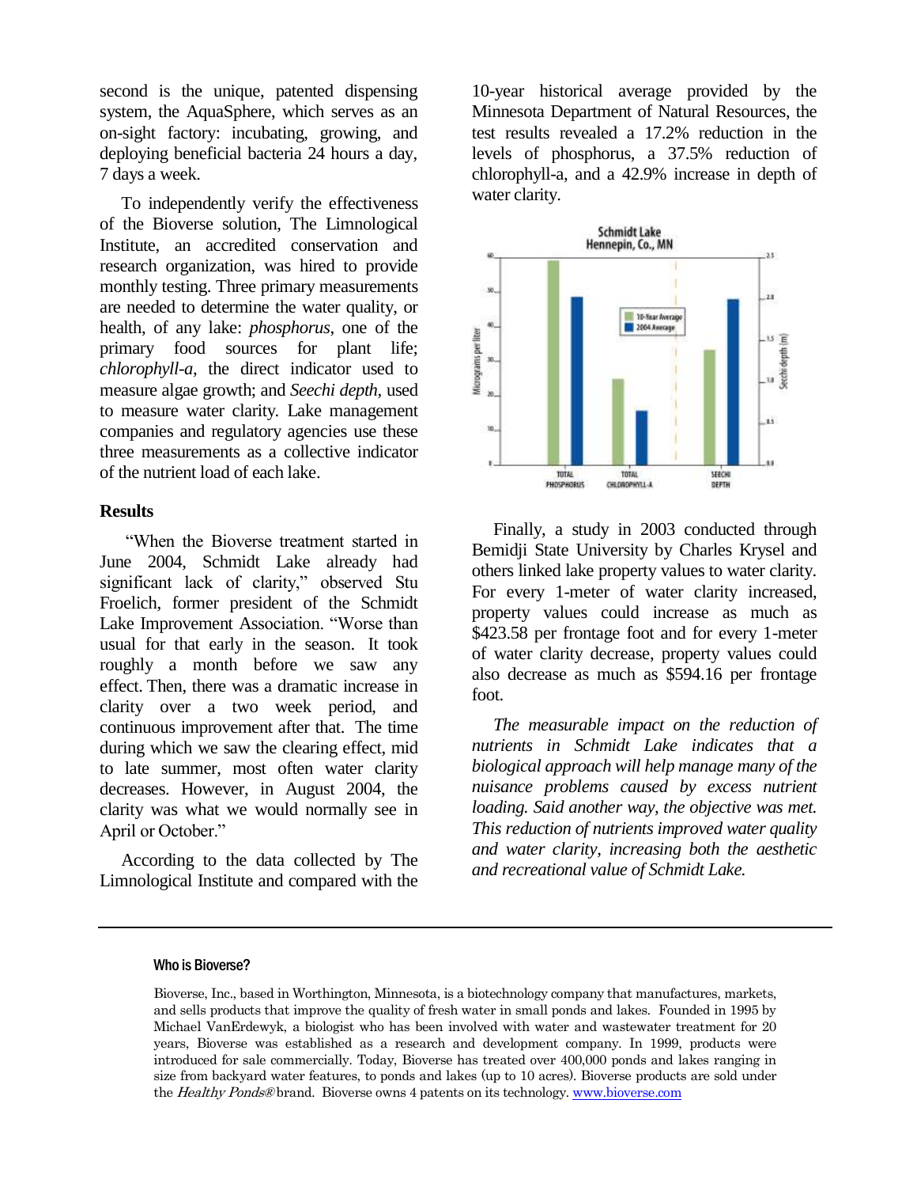second is the unique, patented dispensing system, the AquaSphere, which serves as an on-sight factory: incubating, growing, and deploying beneficial bacteria 24 hours a day, 7 days a week.

To independently verify the effectiveness of the Bioverse solution, The Limnological Institute, an accredited conservation and research organization, was hired to provide monthly testing. Three primary measurements are needed to determine the water quality, or health, of any lake: *phosphorus*, one of the primary food sources for plant life; *chlorophyll-a*, the direct indicator used to measure algae growth; and *Seechi depth*, used to measure water clarity. Lake management companies and regulatory agencies use these three measurements as a collective indicator of the nutrient load of each lake.

## Results

"When the Bioverse treatment started in June 2004, Schmidt Lake already had significant lack of clarity," observed Stu Froelich, former president of the Schmidt Lake Improvement Association. "Worse than usual for that early in the season. It took roughly a month before we saw any effect. Then, there was a dramatic increase in clarity over a two week period, and continuous improvement after that. The time during which we saw the clearing effect, mid to late summer, most often water clarity decreases. However, in August 2004, the clarity was what we would normally see in April or October."

According to the data collected by The Limnological Institute and compared with the 10-year historical average provided by the Minnesota Department of Natural Resources, the test results revealed a 17.2% reduction in the levels of phosphorus, a 37.5% reduction of chlorophyll-a, and a 42.9% increase in depth of water clarity.

Schmidt Lake
Hennepin, Co., MN

Micrograms per liter
0
10
20
30
40
50
60

Secchi depth (m)
0.0
0.5
1.0
1.5
2.0
2.5

10-Year Average
2004 Average

TOTAL PHOSPHORUS
TOTAL CHLOROPHYLL-A
SEECHI DEPTH

Finally, a study in 2003 conducted through Bemidji State University by Charles Krysel and others linked lake property values to water clarity. For every 1-meter of water clarity increased, property values could increase as much as $423.58 per frontage foot and for every 1-meter of water clarity decrease, property values could also decrease as much as $594.16 per frontage foot.

*The measurable impact on the reduction of nutrients in Schmidt Lake indicates that a biological approach will help manage many of the nuisance problems caused by excess nutrient loading. Said another way, the objective was met. This reduction of nutrients improved water quality and water clarity, increasing both the aesthetic and recreational value of Schmidt Lake.*

---

### Who is Bioverse?

Bioverse, Inc., based in Worthington, Minnesota, is a biotechnology company that manufactures, markets, and sells products that improve the quality of fresh water in small ponds and lakes. Founded in 1995 by Michael VanErdewyk, a biologist who has been involved with water and wastewater treatment for 20 years, Bioverse was established as a research and development company. In 1999, products were introduced for sale commercially. Today, Bioverse has treated over 400,000 ponds and lakes ranging in size from backyard water features, to ponds and lakes (up to 10 acres). Bioverse products are sold under the *Healthy Ponds®* brand. Bioverse owns 4 patents on its technology. www.bioverse.com